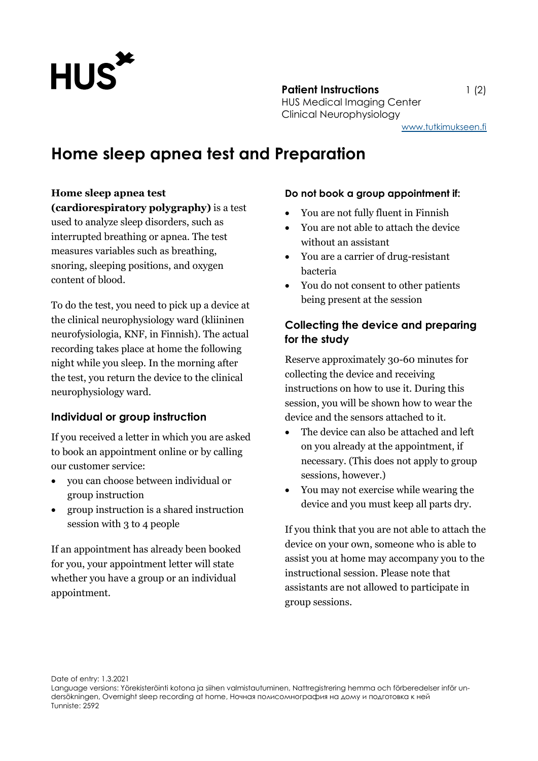**Patient Instructions**
HUS Medical Imaging Center
Clinical Neurophysiology
www.tutkimukseen.fi

# Home sleep apnea test and Preparation

**Home sleep apnea test (cardiorespiratory polygraphy)** is a test used to analyze sleep disorders, such as interrupted breathing or apnea. The test measures variables such as breathing, snoring, sleeping positions, and oxygen content of blood.

To do the test, you need to pick up a device at the clinical neurophysiology ward (kliininen neurofysiologia, KNF, in Finnish). The actual recording takes place at home the following night while you sleep. In the morning after the test, you return the device to the clinical neurophysiology ward.

## Individual or group instruction

If you received a letter in which you are asked to book an appointment online or by calling our customer service:

- you can choose between individual or group instruction
- group instruction is a shared instruction session with 3 to 4 people

If an appointment has already been booked for you, your appointment letter will state whether you have a group or an individual appointment.

### Do not book a group appointment if:

- You are not fully fluent in Finnish
- You are not able to attach the device without an assistant
- You are a carrier of drug-resistant bacteria
- You do not consent to other patients being present at the session

## Collecting the device and preparing for the study

Reserve approximately 30-60 minutes for collecting the device and receiving instructions on how to use it. During this session, you will be shown how to wear the device and the sensors attached to it.

- The device can also be attached and left on you already at the appointment, if necessary. (This does not apply to group sessions, however.)
- You may not exercise while wearing the device and you must keep all parts dry.

If you think that you are not able to attach the device on your own, someone who is able to assist you at home may accompany you to the instructional session. Please note that assistants are not allowed to participate in group sessions.

Date of entry: 1.3.2021
Language versions: Yörekisteröinti kotona ja siihen valmistautuminen, Nattregistrering hemma och förberedelser inför undersökningen, Overnight sleep recording at home, Ночная полисомнография на дому и подготовка к ней
Tunniste: 2592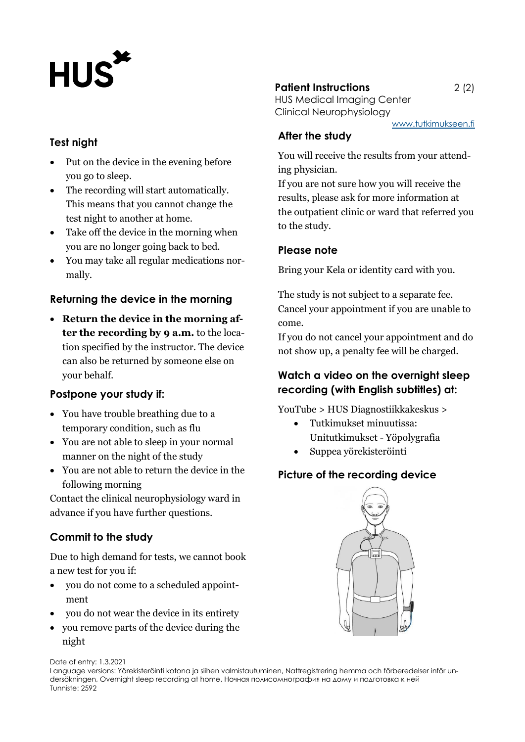**Patient Instructions**
HUS Medical Imaging Center
Clinical Neurophysiology
www.tutkimukseen.fi

## Test night

- Put on the device in the evening before you go to sleep.
- The recording will start automatically. This means that you cannot change the test night to another at home.
- Take off the device in the morning when you are no longer going back to bed.
- You may take all regular medications normally.

## Returning the device in the morning

- **Return the device in the morning after the recording by 9 a.m.** to the location specified by the instructor. The device can also be returned by someone else on your behalf.

## Postpone your study if:

- You have trouble breathing due to a temporary condition, such as flu
- You are not able to sleep in your normal manner on the night of the study
- You are not able to return the device in the following morning

Contact the clinical neurophysiology ward in advance if you have further questions.

## Commit to the study

Due to high demand for tests, we cannot book a new test for you if:

- you do not come to a scheduled appointment
- you do not wear the device in its entirety
- you remove parts of the device during the night

## After the study

You will receive the results from your attending physician.
If you are not sure how you will receive the results, please ask for more information at the outpatient clinic or ward that referred you to the study.

## Please note

Bring your Kela or identity card with you.

The study is not subject to a separate fee.
Cancel your appointment if you are unable to come.
If you do not cancel your appointment and do not show up, a penalty fee will be charged.

## Watch a video on the overnight sleep recording (with English subtitles) at:

YouTube > HUS Diagnostiikkakeskus >

- Tutkimukset minuutissa: Unitutkimukset - Yöpolygrafia
- Suppea yörekisteröinti

## Picture of the recording device

Date of entry: 1.3.2021
Language versions: Yörekisteröinti kotona ja siihen valmistautuminen, Nattregistrering hemma och förberedelser inför undersökningen, Overnight sleep recording at home, Ночная полисомнография на дому и подготовка к ней
Tunniste: 2592